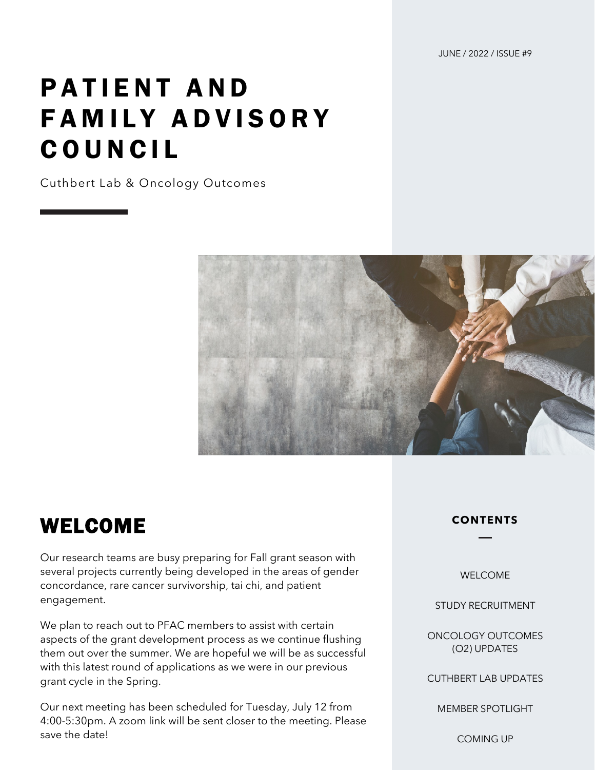JUNE / 2022 / ISSUE #9

# PATIENT AND FAMILY ADVISORY COUNCIL

Cuthbert Lab & Oncology Outcomes

## WELCOME

Our research teams are busy preparing for Fall grant season with several projects currently being developed in the areas of gender concordance, rare cancer survivorship, tai chi, and patient engagement.

We plan to reach out to PFAC members to assist with certain aspects of the grant development process as we continue flushing them out over the summer. We are hopeful we will be as successful with this latest round of applications as we were in our previous grant cycle in the Spring.

Our next meeting has been scheduled for Tuesday, July 12 from 4:00-5:30pm. A zoom link will be sent closer to the meeting. Please save the date!

**CONTENTS**

- WELCOME
- STUDY RECRUITMENT
- ONCOLOGY OUTCOMES (O2) UPDATES
- CUTHBERT LAB UPDATES
- MEMBER SPOTLIGHT
- COMING UP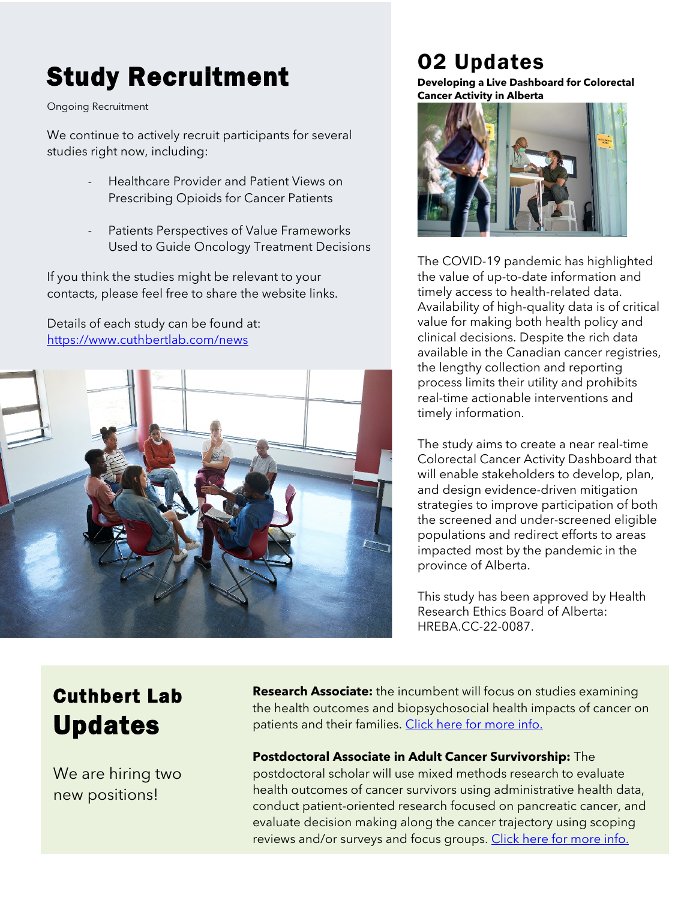# Study Recruitment

Ongoing Recruitment

We continue to actively recruit participants for several studies right now, including:

- Healthcare Provider and Patient Views on Prescribing Opioids for Cancer Patients
- Patients Perspectives of Value Frameworks Used to Guide Oncology Treatment Decisions

If you think the studies might be relevant to your contacts, please feel free to share the website links.

Details of each study can be found at: [https://www.cuthbertlab.com/news](https://www.cuthbertlab.com/news)

# 02 Updates

**Developing a Live Dashboard for Colorectal Cancer Activity in Alberta**

The COVID-19 pandemic has highlighted the value of up-to-date information and timely access to health-related data. Availability of high-quality data is of critical value for making both health policy and clinical decisions. Despite the rich data available in the Canadian cancer registries, the lengthy collection and reporting process limits their utility and prohibits real-time actionable interventions and timely information.

The study aims to create a near real-time Colorectal Cancer Activity Dashboard that will enable stakeholders to develop, plan, and design evidence-driven mitigation strategies to improve participation of both the screened and under-screened eligible populations and redirect efforts to areas impacted most by the pandemic in the province of Alberta.

This study has been approved by Health Research Ethics Board of Alberta: HREBA.CC-22-0087.

## Cuthbert Lab Updates

We are hiring two new positions!

**Research Associate:** the incumbent will focus on studies examining the health outcomes and biopsychosocial health impacts of cancer on patients and their families. Click here for more info.

**Postdoctoral Associate in Adult Cancer Survivorship:** The postdoctoral scholar will use mixed methods research to evaluate health outcomes of cancer survivors using administrative health data, conduct patient-oriented research focused on pancreatic cancer, and evaluate decision making along the cancer trajectory using scoping reviews and/or surveys and focus groups. Click here for more info.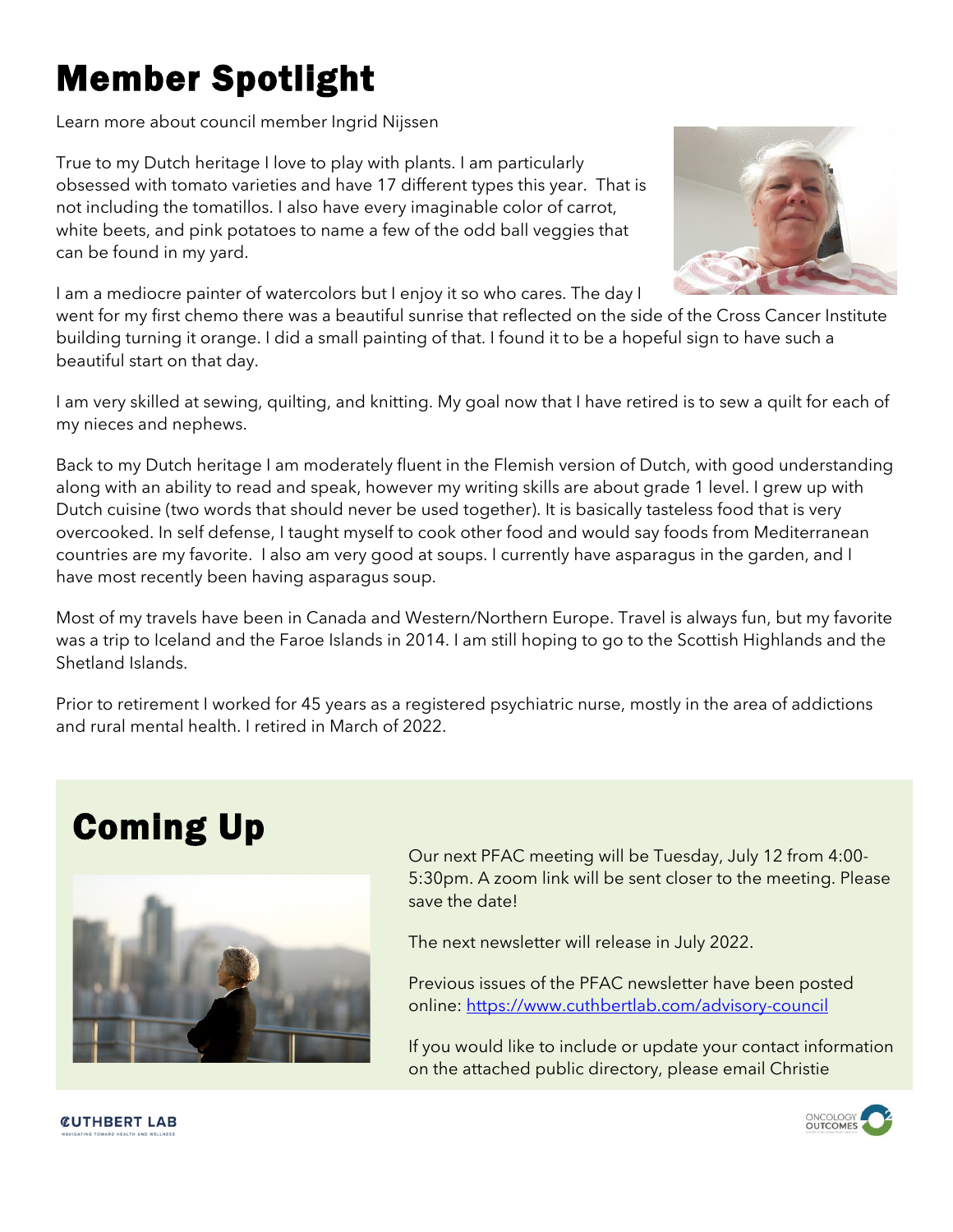# Member Spotlight

Learn more about council member Ingrid Nijssen

True to my Dutch heritage I love to play with plants. I am particularly obsessed with tomato varieties and have 17 different types this year. That is not including the tomatillos. I also have every imaginable color of carrot, white beets, and pink potatoes to name a few of the odd ball veggies that can be found in my yard.

I am a mediocre painter of watercolors but I enjoy it so who cares. The day I went for my first chemo there was a beautiful sunrise that reflected on the side of the Cross Cancer Institute building turning it orange. I did a small painting of that. I found it to be a hopeful sign to have such a beautiful start on that day.

I am very skilled at sewing, quilting, and knitting. My goal now that I have retired is to sew a quilt for each of my nieces and nephews.

Back to my Dutch heritage I am moderately fluent in the Flemish version of Dutch, with good understanding along with an ability to read and speak, however my writing skills are about grade 1 level. I grew up with Dutch cuisine (two words that should never be used together). It is basically tasteless food that is very overcooked. In self defense, I taught myself to cook other food and would say foods from Mediterranean countries are my favorite. I also am very good at soups. I currently have asparagus in the garden, and I have most recently been having asparagus soup.

Most of my travels have been in Canada and Western/Northern Europe. Travel is always fun, but my favorite was a trip to Iceland and the Faroe Islands in 2014. I am still hoping to go to the Scottish Highlands and the Shetland Islands.

Prior to retirement I worked for 45 years as a registered psychiatric nurse, mostly in the area of addictions and rural mental health. I retired in March of 2022.

# Coming Up

Our next PFAC meeting will be Tuesday, July 12 from 4:00-5:30pm. A zoom link will be sent closer to the meeting. Please save the date!

The next newsletter will release in July 2022.

Previous issues of the PFAC newsletter have been posted online: https://www.cuthbertlab.com/advisory-council

If you would like to include or update your contact information on the attached public directory, please email Christie